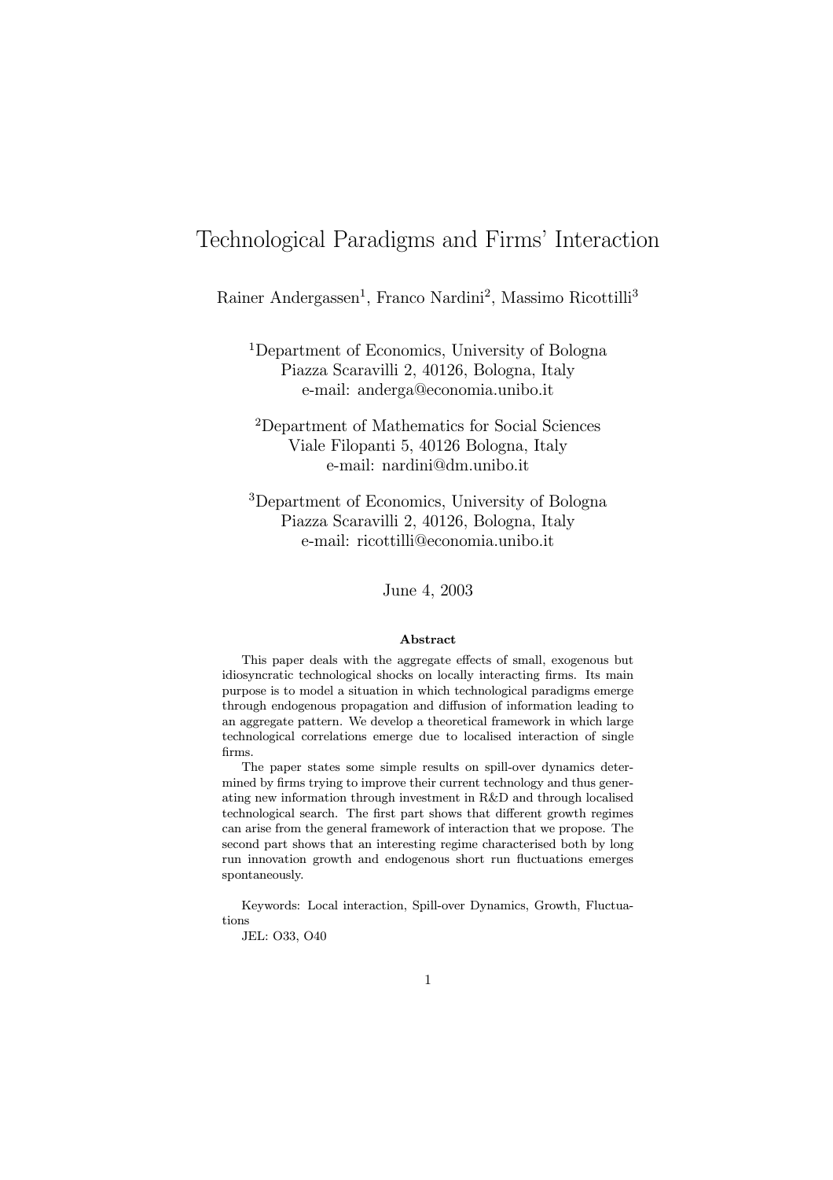# Technological Paradigms and Firms' Interaction

Rainer Andergassen[1], Franco Nardini[2], Massimo Ricottilli[3]

[1]Department of Economics, University of Bologna
Piazza Scaravilli 2, 40126, Bologna, Italy
e-mail: anderga@economia.unibo.it

[2]Department of Mathematics for Social Sciences
Viale Filopanti 5, 40126 Bologna, Italy
e-mail: nardini@dm.unibo.it

[3]Department of Economics, University of Bologna
Piazza Scaravilli 2, 40126, Bologna, Italy
e-mail: ricottilli@economia.unibo.it

June 4, 2003

### Abstract

This paper deals with the aggregate effects of small, exogenous but idiosyncratic technological shocks on locally interacting firms. Its main purpose is to model a situation in which technological paradigms emerge through endogenous propagation and diffusion of information leading to an aggregate pattern. We develop a theoretical framework in which large technological correlations emerge due to localised interaction of single firms.

The paper states some simple results on spill-over dynamics determined by firms trying to improve their current technology and thus generating new information through investment in R&D and through localised technological search. The first part shows that different growth regimes can arise from the general framework of interaction that we propose. The second part shows that an interesting regime characterised both by long run innovation growth and endogenous short run fluctuations emerges spontaneously.

Keywords: Local interaction, Spill-over Dynamics, Growth, Fluctuations

JEL: O33, O40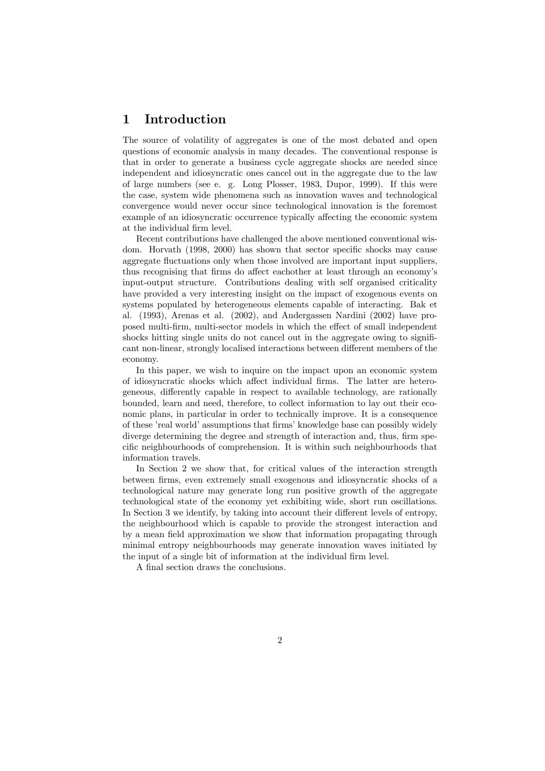# 1 Introduction

The source of volatility of aggregates is one of the most debated and open questions of economic analysis in many decades. The conventional response is that in order to generate a business cycle aggregate shocks are needed since independent and idiosyncratic ones cancel out in the aggregate due to the law of large numbers (see e. g. Long Plosser, 1983, Dupor, 1999). If this were the case, system wide phenomena such as innovation waves and technological convergence would never occur since technological innovation is the foremost example of an idiosyncratic occurrence typically affecting the economic system at the individual firm level.

Recent contributions have challenged the above mentioned conventional wisdom. Horvath (1998, 2000) has shown that sector specific shocks may cause aggregate fluctuations only when those involved are important input suppliers, thus recognising that firms do affect eachother at least through an economy's input-output structure. Contributions dealing with self organised criticality have provided a very interesting insight on the impact of exogenous events on systems populated by heterogeneous elements capable of interacting. Bak et al. (1993), Arenas et al. (2002), and Andergassen Nardini (2002) have proposed multi-firm, multi-sector models in which the effect of small independent shocks hitting single units do not cancel out in the aggregate owing to significant non-linear, strongly localised interactions between different members of the economy.

In this paper, we wish to inquire on the impact upon an economic system of idiosyncratic shocks which affect individual firms. The latter are heterogeneous, differently capable in respect to available technology, are rationally bounded, learn and need, therefore, to collect information to lay out their economic plans, in particular in order to technically improve. It is a consequence of these 'real world' assumptions that firms' knowledge base can possibly widely diverge determining the degree and strength of interaction and, thus, firm specific neighbourhoods of comprehension. It is within such neighbourhoods that information travels.

In Section 2 we show that, for critical values of the interaction strength between firms, even extremely small exogenous and idiosyncratic shocks of a technological nature may generate long run positive growth of the aggregate technological state of the economy yet exhibiting wide, short run oscillations. In Section 3 we identify, by taking into account their different levels of entropy, the neighbourhood which is capable to provide the strongest interaction and by a mean field approximation we show that information propagating through minimal entropy neighbourhoods may generate innovation waves initiated by the input of a single bit of information at the individual firm level.

A final section draws the conclusions.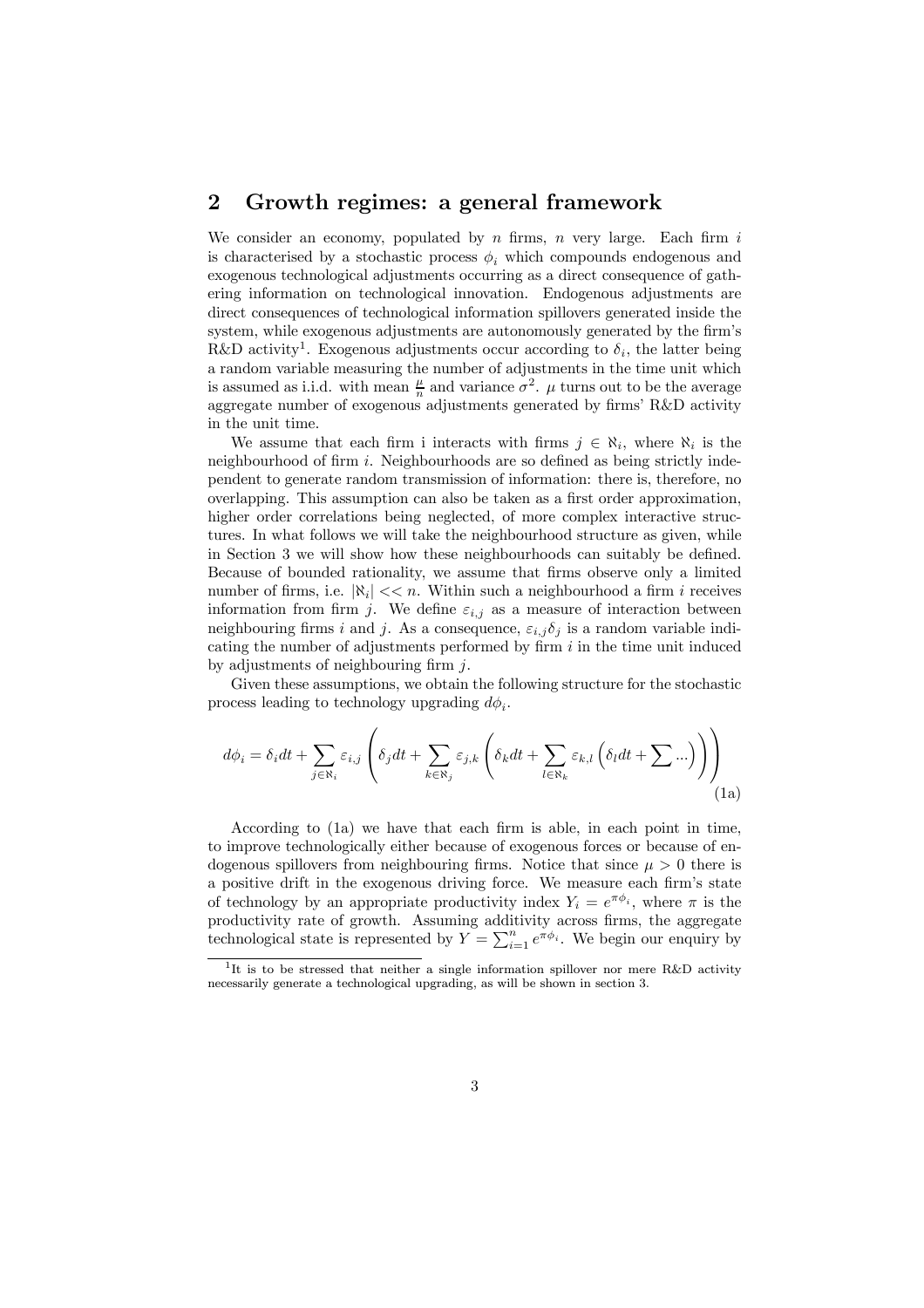## 2 Growth regimes: a general framework

We consider an economy, populated by $n$ firms, $n$ very large. Each firm $i$ is characterised by a stochastic process $\phi_i$ which compounds endogenous and exogenous technological adjustments occurring as a direct consequence of gathering information on technological innovation. Endogenous adjustments are direct consequences of technological information spillovers generated inside the system, while exogenous adjustments are autonomously generated by the firm's R&D activity[1]. Exogenous adjustments occur according to $\delta_i$, the latter being a random variable measuring the number of adjustments in the time unit which is assumed as i.i.d. with mean $\frac{\mu}{n}$ and variance $\sigma^2$. $\mu$ turns out to be the average aggregate number of exogenous adjustments generated by firms' R&D activity in the unit time.

We assume that each firm i interacts with firms $j \in \aleph_i$, where $\aleph_i$ is the neighbourhood of firm $i$. Neighbourhoods are so defined as being strictly independent to generate random transmission of information: there is, therefore, no overlapping. This assumption can also be taken as a first order approximation, higher order correlations being neglected, of more complex interactive structures. In what follows we will take the neighbourhood structure as given, while in Section 3 we will show how these neighbourhoods can suitably be defined. Because of bounded rationality, we assume that firms observe only a limited number of firms, i.e. $|\aleph_i| << n$. Within such a neighbourhood a firm $i$ receives information from firm $j$. We define $\varepsilon_{i,j}$ as a measure of interaction between neighbouring firms $i$ and $j$. As a consequence, $\varepsilon_{i,j}\delta_j$ is a random variable indicating the number of adjustments performed by firm $i$ in the time unit induced by adjustments of neighbouring firm $j$.

Given these assumptions, we obtain the following structure for the stochastic process leading to technology upgrading $d\phi_i$.

$$d\phi_i = \delta_i dt + \sum_{j \in \aleph_i} \varepsilon_{i,j} \left( \delta_j dt + \sum_{k \in \aleph_j} \varepsilon_{j,k} \left( \delta_k dt + \sum_{l \in \aleph_k} \varepsilon_{k,l} \left( \delta_l dt + \sum ... \right) \right) \right) \tag{1a}$$

According to (1a) we have that each firm is able, in each point in time, to improve technologically either because of exogenous forces or because of endogenous spillovers from neighbouring firms. Notice that since $\mu > 0$ there is a positive drift in the exogenous driving force. We measure each firm's state of technology by an appropriate productivity index $Y_i = e^{\pi \phi_i}$, where $\pi$ is the productivity rate of growth. Assuming additivity across firms, the aggregate technological state is represented by $Y = \sum_{i=1}^{n} e^{\pi \phi_i}$. We begin our enquiry by

[1] It is to be stressed that neither a single information spillover nor mere R&D activity necessarily generate a technological upgrading, as will be shown in section 3.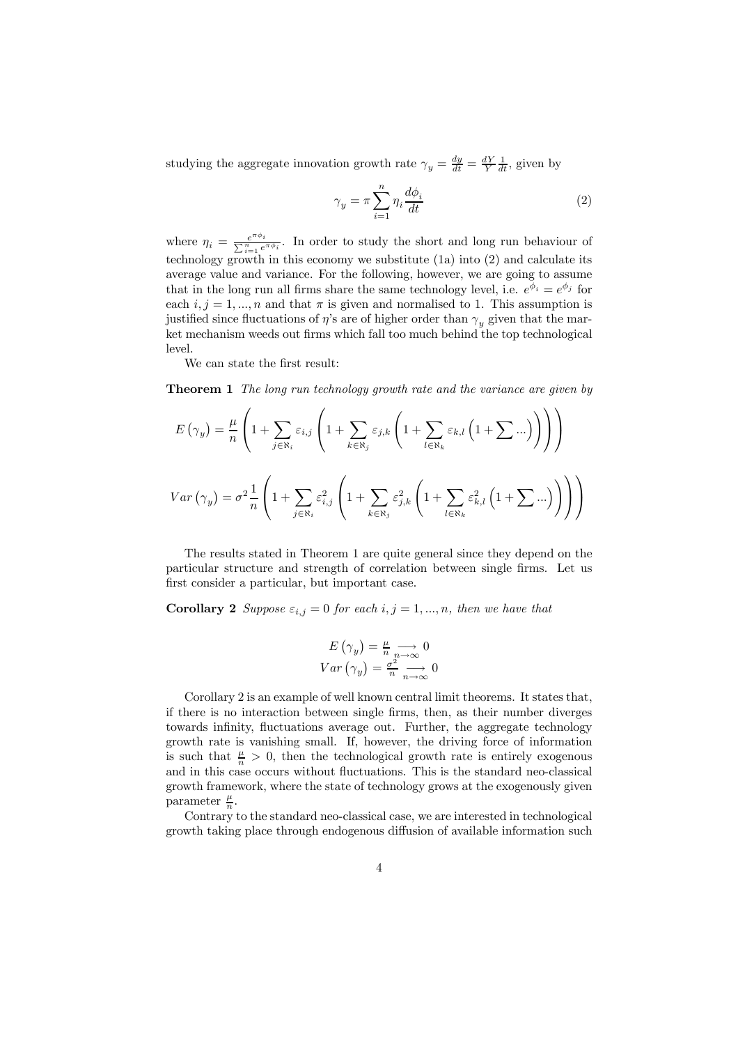studying the aggregate innovation growth rate $\gamma_y = \frac{dy}{dt} = \frac{dY}{Y}\frac{1}{dt}$, given by

$$\gamma_y = \pi \sum_{i=1}^{n} \eta_i \frac{d\phi_i}{dt} \tag{2}$$

where $\eta_i = \frac{e^{\pi\phi_i}}{\sum_{i=1}^{n} e^{\pi\phi_i}}$. In order to study the short and long run behaviour of technology growth in this economy we substitute (1a) into (2) and calculate its average value and variance. For the following, however, we are going to assume that in the long run all firms share the same technology level, i.e. $e^{\phi_i} = e^{\phi_j}$ for each $i, j = 1, ..., n$ and that $\pi$ is given and normalised to 1. This assumption is justified since fluctuations of $\eta$'s are of higher order than $\gamma_y$ given that the market mechanism weeds out firms which fall too much behind the top technological level.

We can state the first result:

**Theorem 1** *The long run technology growth rate and the variance are given by*

$$E\left(\gamma_y\right) = \frac{\mu}{n}\left(1 + \sum_{j \in \aleph_i} \varepsilon_{i,j}\left(1 + \sum_{k \in \aleph_j} \varepsilon_{j,k}\left(1 + \sum_{l \in \aleph_k} \varepsilon_{k,l}\left(1 + \sum ...\right)\right)\right)\right)$$

$$Var\left(\gamma_y\right) = \sigma^2 \frac{1}{n}\left(1 + \sum_{j \in \aleph_i} \varepsilon_{i,j}^2\left(1 + \sum_{k \in \aleph_j} \varepsilon_{j,k}^2\left(1 + \sum_{l \in \aleph_k} \varepsilon_{k,l}^2\left(1 + \sum ...\right)\right)\right)\right)$$

The results stated in Theorem 1 are quite general since they depend on the particular structure and strength of correlation between single firms. Let us first consider a particular, but important case.

**Corollary 2** *Suppose $\varepsilon_{i,j} = 0$ for each $i, j = 1, ..., n$, then we have that*

$$E\left(\gamma_y\right) = \tfrac{\mu}{n} \underset{n \to \infty}{\longrightarrow} 0$$
$$Var\left(\gamma_y\right) = \tfrac{\sigma^2}{n} \underset{n \to \infty}{\longrightarrow} 0$$

Corollary 2 is an example of well known central limit theorems. It states that, if there is no interaction between single firms, then, as their number diverges towards infinity, fluctuations average out. Further, the aggregate technology growth rate is vanishing small. If, however, the driving force of information is such that $\frac{\mu}{n} > 0$, then the technological growth rate is entirely exogenous and in this case occurs without fluctuations. This is the standard neo-classical growth framework, where the state of technology grows at the exogenously given parameter $\frac{\mu}{n}$.

Contrary to the standard neo-classical case, we are interested in technological growth taking place through endogenous diffusion of available information such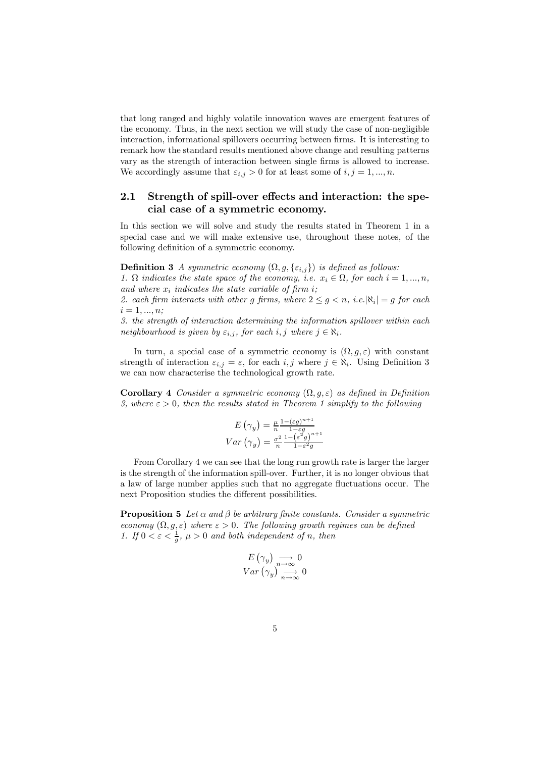that long ranged and highly volatile innovation waves are emergent features of the economy. Thus, in the next section we will study the case of non-negligible interaction, informational spillovers occurring between firms. It is interesting to remark how the standard results mentioned above change and resulting patterns vary as the strength of interaction between single firms is allowed to increase. We accordingly assume that $\varepsilon_{i,j} > 0$ for at least some of $i, j = 1, ..., n$.

## 2.1 Strength of spill-over effects and interaction: the special case of a symmetric economy.

In this section we will solve and study the results stated in Theorem 1 in a special case and we will make extensive use, throughout these notes, of the following definition of a symmetric economy.

**Definition 3** *A symmetric economy $(\Omega, g, \{\varepsilon_{i,j}\})$ is defined as follows:*
*1. $\Omega$ indicates the state space of the economy, i.e. $x_i \in \Omega$, for each $i = 1, ..., n$, and where $x_i$ indicates the state variable of firm $i$;*
*2. each firm interacts with other $g$ firms, where $2 \leq g < n$, i.e.$|\aleph_i| = g$ for each $i = 1, ..., n$;*
*3. the strength of interaction determining the information spillover within each neighbourhood is given by $\varepsilon_{i,j}$, for each $i, j$ where $j \in \aleph_i$.*

In turn, a special case of a symmetric economy is $(\Omega, g, \varepsilon)$ with constant strength of interaction $\varepsilon_{i,j} = \varepsilon$, for each $i, j$ where $j \in \aleph_i$. Using Definition 3 we can now characterise the technological growth rate.

**Corollary 4** *Consider a symmetric economy $(\Omega, g, \varepsilon)$ as defined in Definition 3, where $\varepsilon > 0$, then the results stated in Theorem 1 simplify to the following*

$$E\left(\gamma_y\right) = \frac{\mu}{n} \frac{1-(\varepsilon g)^{n+1}}{1-\varepsilon g}$$
$$Var\left(\gamma_y\right) = \frac{\sigma^2}{n} \frac{1-\left(\varepsilon^2 g\right)^{n+1}}{1-\varepsilon^2 g}$$

From Corollary 4 we can see that the long run growth rate is larger the larger is the strength of the information spill-over. Further, it is no longer obvious that a law of large number applies such that no aggregate fluctuations occur. The next Proposition studies the different possibilities.

**Proposition 5** *Let $\alpha$ and $\beta$ be arbitrary finite constants. Consider a symmetric economy $(\Omega, g, \varepsilon)$ where $\varepsilon > 0$. The following growth regimes can be defined*
*1. If $0 < \varepsilon < \frac{1}{g}$, $\mu > 0$ and both independent of $n$, then*

$$E\left(\gamma_y\right) \underset{n\to\infty}{\longrightarrow} 0$$
$$Var\left(\gamma_y\right) \underset{n\to\infty}{\longrightarrow} 0$$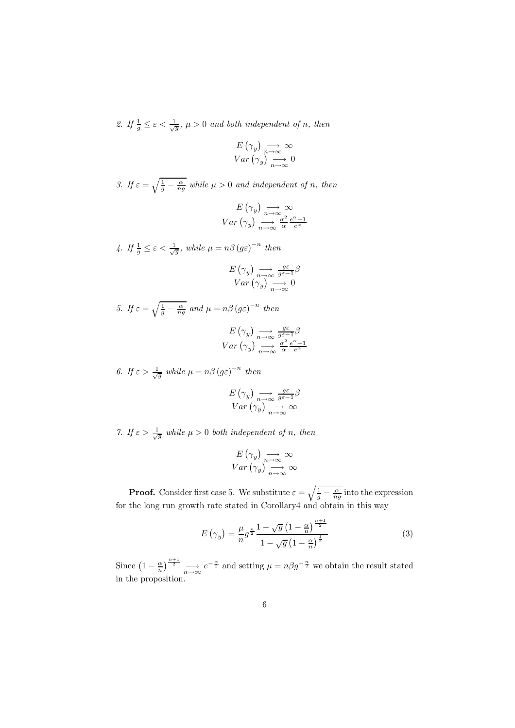2. If $\frac{1}{g} \leq \varepsilon < \frac{1}{\sqrt{g}}$, $\mu > 0$ and both independent of $n$, then

$$E\left(\gamma_y\right) \underset{n\to\infty}{\longrightarrow} \infty$$
$$Var\left(\gamma_y\right) \underset{n\to\infty}{\longrightarrow} 0$$

3. If $\varepsilon = \sqrt{\frac{1}{g} - \frac{\alpha}{ng}}$ while $\mu > 0$ and independent of $n$, then

$$E\left(\gamma_y\right) \underset{n\to\infty}{\longrightarrow} \infty$$
$$Var\left(\gamma_y\right) \underset{n\to\infty}{\longrightarrow} \frac{\sigma^2}{\alpha}\frac{e^{\alpha}-1}{e^{\alpha}}$$

4. If $\frac{1}{g} \leq \varepsilon < \frac{1}{\sqrt{g}}$, while $\mu = n\beta\left(g\varepsilon\right)^{-n}$ then

$$E\left(\gamma_y\right) \underset{n\to\infty}{\longrightarrow} \frac{g\varepsilon}{g\varepsilon-1}\beta$$
$$Var\left(\gamma_y\right) \underset{n\to\infty}{\longrightarrow} 0$$

5. If $\varepsilon = \sqrt{\frac{1}{g} - \frac{\alpha}{ng}}$ and $\mu = n\beta\left(g\varepsilon\right)^{-n}$ then

$$E\left(\gamma_y\right) \underset{n\to\infty}{\longrightarrow} \frac{g\varepsilon}{g\varepsilon-1}\beta$$
$$Var\left(\gamma_y\right) \underset{n\to\infty}{\longrightarrow} \frac{\sigma^2}{\alpha}\frac{e^{\alpha}-1}{e^{\alpha}}$$

6. If $\varepsilon > \frac{1}{\sqrt{g}}$ while $\mu = n\beta\left(g\varepsilon\right)^{-n}$ then

$$E\left(\gamma_y\right) \underset{n\to\infty}{\longrightarrow} \frac{g\varepsilon}{g\varepsilon-1}\beta$$
$$Var\left(\gamma_y\right) \underset{n\to\infty}{\longrightarrow} \infty$$

7. If $\varepsilon > \frac{1}{\sqrt{g}}$ while $\mu > 0$ both independent of $n$, then

$$E\left(\gamma_y\right) \underset{n\to\infty}{\longrightarrow} \infty$$
$$Var\left(\gamma_y\right) \underset{n\to\infty}{\longrightarrow} \infty$$

**Proof.** Consider first case 5. We substitute $\varepsilon = \sqrt{\frac{1}{g} - \frac{\alpha}{ng}}$ into the expression for the long run growth rate stated in Corollary4 and obtain in this way

$$E\left(\gamma_y\right) = \frac{\mu}{n} g^{\frac{n}{2}} \frac{1 - \sqrt{g}\left(1 - \frac{\alpha}{n}\right)^{\frac{n+1}{2}}}{1 - \sqrt{g}\left(1 - \frac{\alpha}{n}\right)^{\frac{1}{2}}} \tag{3}$$

Since $\left(1 - \frac{\alpha}{n}\right)^{\frac{n+1}{2}} \underset{n\to\infty}{\longrightarrow} e^{-\frac{\alpha}{2}}$ and setting $\mu = n\beta g^{-\frac{n}{2}}$ we obtain the result stated in the proposition.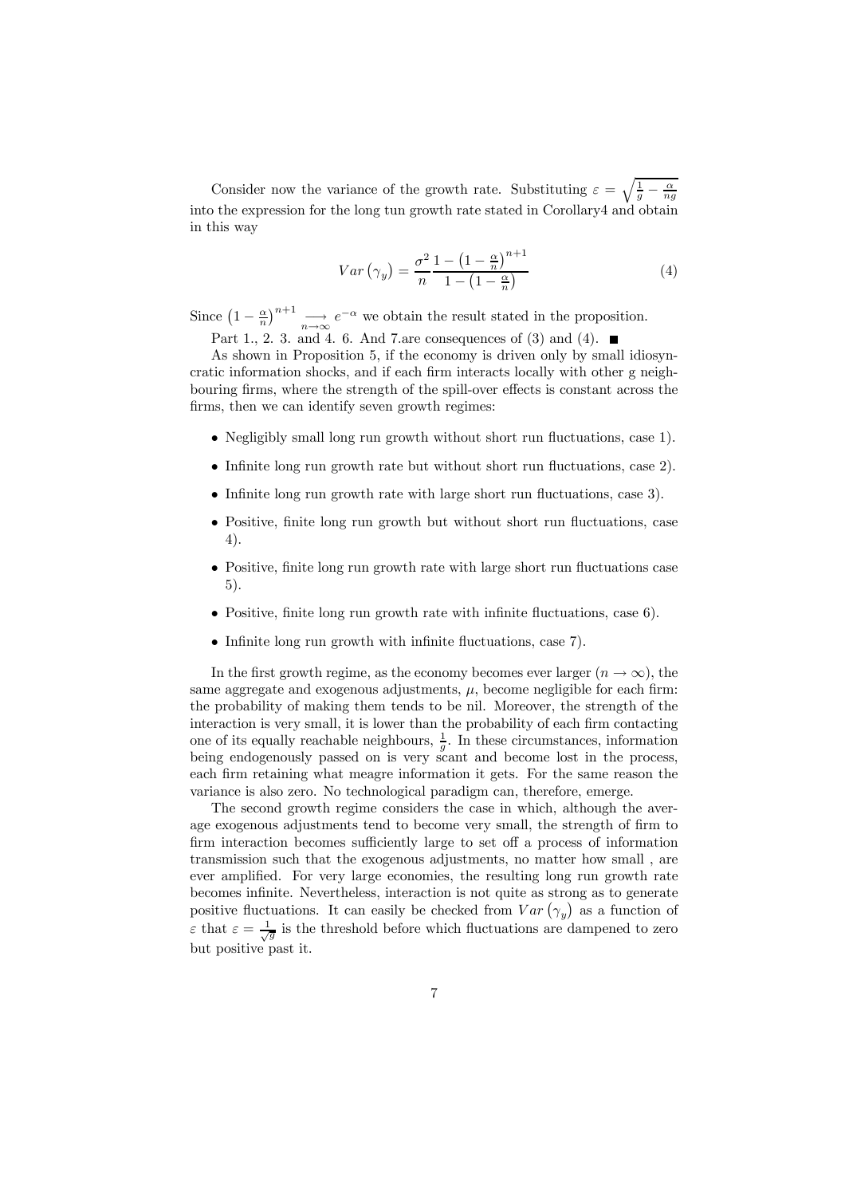Consider now the variance of the growth rate. Substituting $\varepsilon = \sqrt{\frac{1}{g} - \frac{\alpha}{ng}}$ into the expression for the long tun growth rate stated in Corollary4 and obtain in this way

$$Var\left(\gamma_y\right) = \frac{\sigma^2}{n} \frac{1 - \left(1 - \frac{\alpha}{n}\right)^{n+1}}{1 - \left(1 - \frac{\alpha}{n}\right)} \tag{4}$$

Since $\left(1 - \frac{\alpha}{n}\right)^{n+1} \underset{n \to \infty}{\longrightarrow} e^{-\alpha}$ we obtain the result stated in the proposition.

Part 1., 2. 3. and 4. 6. And 7.are consequences of (3) and (4). ■

As shown in Proposition 5, if the economy is driven only by small idiosyncratic information shocks, and if each firm interacts locally with other g neighbouring firms, where the strength of the spill-over effects is constant across the firms, then we can identify seven growth regimes:

- Negligibly small long run growth without short run fluctuations, case 1).
- Infinite long run growth rate but without short run fluctuations, case 2).
- Infinite long run growth rate with large short run fluctuations, case 3).
- Positive, finite long run growth but without short run fluctuations, case 4).
- Positive, finite long run growth rate with large short run fluctuations case 5).
- Positive, finite long run growth rate with infinite fluctuations, case 6).
- Infinite long run growth with infinite fluctuations, case 7).

In the first growth regime, as the economy becomes ever larger ($n \to \infty$), the same aggregate and exogenous adjustments, $\mu$, become negligible for each firm: the probability of making them tends to be nil. Moreover, the strength of the interaction is very small, it is lower than the probability of each firm contacting one of its equally reachable neighbours, $\frac{1}{g}$. In these circumstances, information being endogenously passed on is very scant and become lost in the process, each firm retaining what meagre information it gets. For the same reason the variance is also zero. No technological paradigm can, therefore, emerge.

The second growth regime considers the case in which, although the average exogenous adjustments tend to become very small, the strength of firm to firm interaction becomes sufficiently large to set off a process of information transmission such that the exogenous adjustments, no matter how small , are ever amplified. For very large economies, the resulting long run growth rate becomes infinite. Nevertheless, interaction is not quite as strong as to generate positive fluctuations. It can easily be checked from $Var\left(\gamma_y\right)$ as a function of $\varepsilon$ that $\varepsilon = \frac{1}{\sqrt{g}}$ is the threshold before which fluctuations are dampened to zero but positive past it.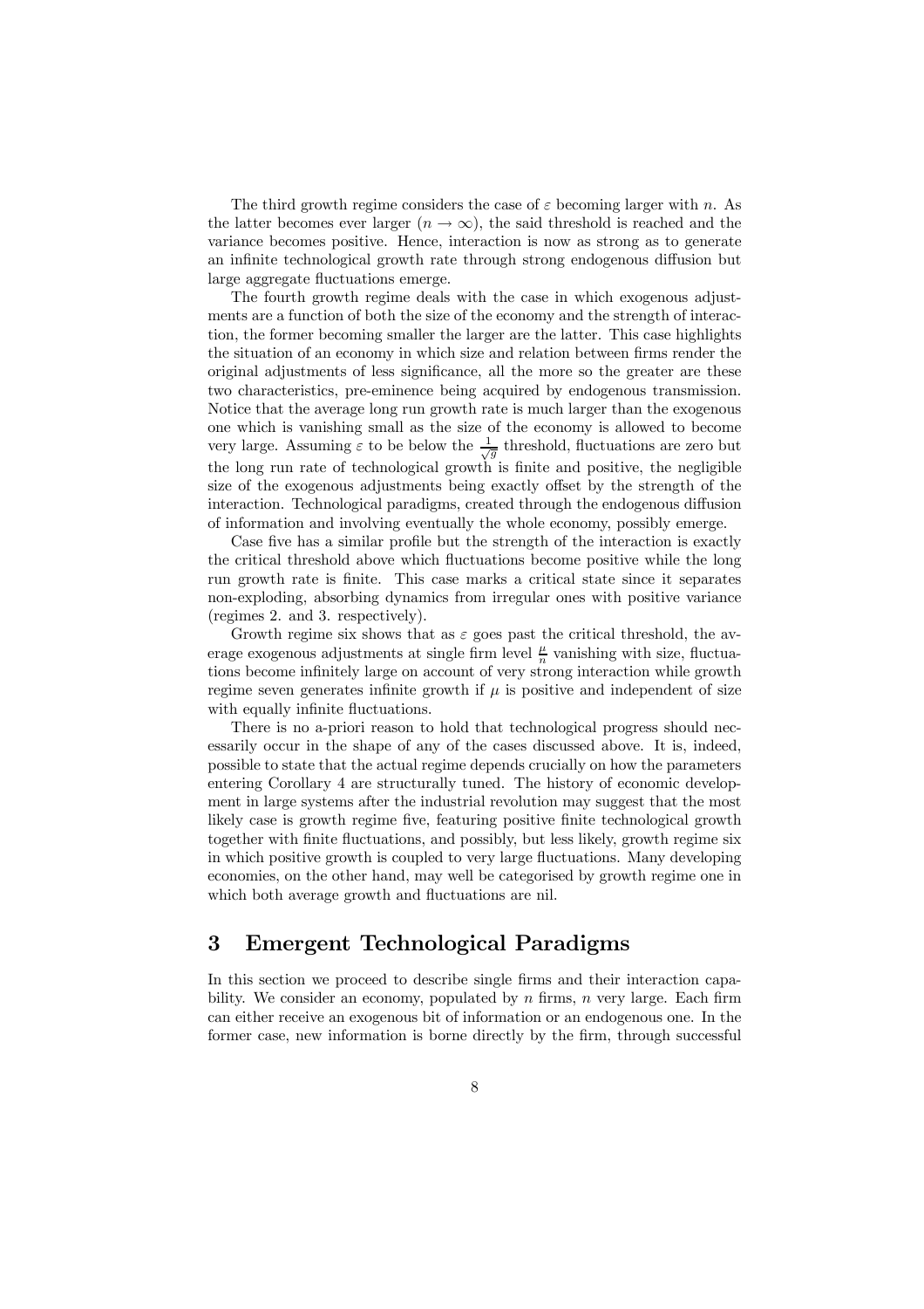The third growth regime considers the case of $\varepsilon$ becoming larger with $n$. As the latter becomes ever larger ($n \to \infty$), the said threshold is reached and the variance becomes positive. Hence, interaction is now as strong as to generate an infinite technological growth rate through strong endogenous diffusion but large aggregate fluctuations emerge.

The fourth growth regime deals with the case in which exogenous adjustments are a function of both the size of the economy and the strength of interaction, the former becoming smaller the larger are the latter. This case highlights the situation of an economy in which size and relation between firms render the original adjustments of less significance, all the more so the greater are these two characteristics, pre-eminence being acquired by endogenous transmission. Notice that the average long run growth rate is much larger than the exogenous one which is vanishing small as the size of the economy is allowed to become very large. Assuming $\varepsilon$ to be below the $\frac{1}{\sqrt{g}}$ threshold, fluctuations are zero but the long run rate of technological growth is finite and positive, the negligible size of the exogenous adjustments being exactly offset by the strength of the interaction. Technological paradigms, created through the endogenous diffusion of information and involving eventually the whole economy, possibly emerge.

Case five has a similar profile but the strength of the interaction is exactly the critical threshold above which fluctuations become positive while the long run growth rate is finite. This case marks a critical state since it separates non-exploding, absorbing dynamics from irregular ones with positive variance (regimes 2. and 3. respectively).

Growth regime six shows that as $\varepsilon$ goes past the critical threshold, the average exogenous adjustments at single firm level $\frac{\mu}{n}$ vanishing with size, fluctuations become infinitely large on account of very strong interaction while growth regime seven generates infinite growth if $\mu$ is positive and independent of size with equally infinite fluctuations.

There is no a-priori reason to hold that technological progress should necessarily occur in the shape of any of the cases discussed above. It is, indeed, possible to state that the actual regime depends crucially on how the parameters entering Corollary 4 are structurally tuned. The history of economic development in large systems after the industrial revolution may suggest that the most likely case is growth regime five, featuring positive finite technological growth together with finite fluctuations, and possibly, but less likely, growth regime six in which positive growth is coupled to very large fluctuations. Many developing economies, on the other hand, may well be categorised by growth regime one in which both average growth and fluctuations are nil.

## 3 Emergent Technological Paradigms

In this section we proceed to describe single firms and their interaction capability. We consider an economy, populated by $n$ firms, $n$ very large. Each firm can either receive an exogenous bit of information or an endogenous one. In the former case, new information is borne directly by the firm, through successful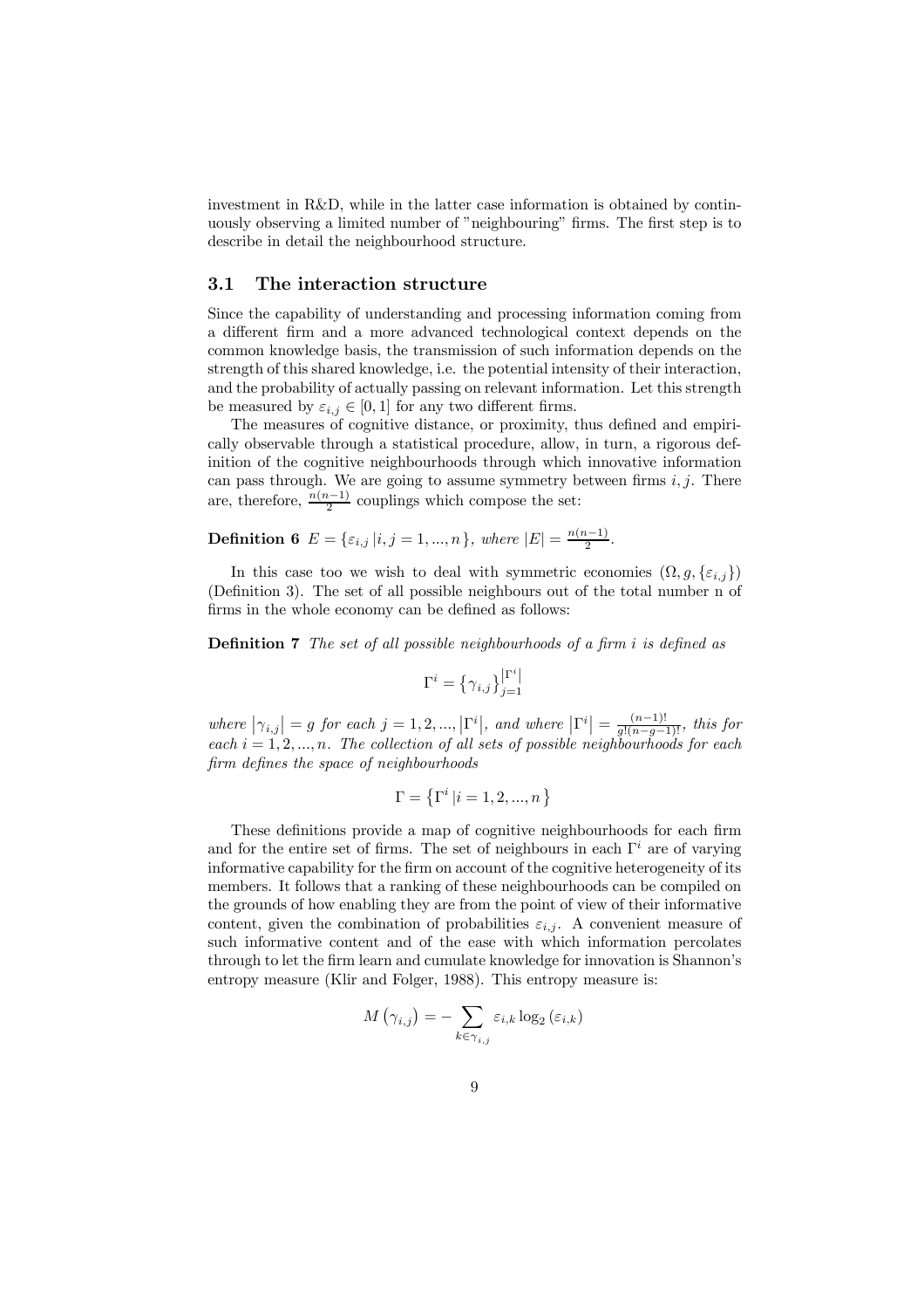investment in R&D, while in the latter case information is obtained by continuously observing a limited number of "neighbouring" firms. The first step is to describe in detail the neighbourhood structure.

### 3.1 The interaction structure

Since the capability of understanding and processing information coming from a different firm and a more advanced technological context depends on the common knowledge basis, the transmission of such information depends on the strength of this shared knowledge, i.e. the potential intensity of their interaction, and the probability of actually passing on relevant information. Let this strength be measured by $\varepsilon_{i,j} \in [0, 1]$ for any two different firms.

The measures of cognitive distance, or proximity, thus defined and empirically observable through a statistical procedure, allow, in turn, a rigorous definition of the cognitive neighbourhoods through which innovative information can pass through. We are going to assume symmetry between firms $i, j$. There are, therefore, $\frac{n(n-1)}{2}$ couplings which compose the set:

**Definition 6** $E = \{\varepsilon_{i,j} \,|i, j = 1, ..., n\}$, *where* $|E| = \frac{n(n-1)}{2}$.

In this case too we wish to deal with symmetric economies $(\Omega, g, \{\varepsilon_{i,j}\})$ (Definition 3). The set of all possible neighbours out of the total number n of firms in the whole economy can be defined as follows:

**Definition 7** *The set of all possible neighbourhoods of a firm i is defined as*

$$\Gamma^i = \left\{\gamma_{i,j}\right\}_{j=1}^{\left|\Gamma^i\right|}$$

*where* $\left|\gamma_{i,j}\right| = g$ *for each* $j = 1, 2, ..., \left|\Gamma^i\right|$*, and where* $\left|\Gamma^i\right| = \frac{(n-1)!}{g!(n-g-1)!}$*, this for each* $i = 1, 2, ..., n$*. The collection of all sets of possible neighbourhoods for each firm defines the space of neighbourhoods*

$$\Gamma = \left\{\Gamma^i \,|i = 1, 2, ..., n\right\}$$

These definitions provide a map of cognitive neighbourhoods for each firm and for the entire set of firms. The set of neighbours in each $\Gamma^i$ are of varying informative capability for the firm on account of the cognitive heterogeneity of its members. It follows that a ranking of these neighbourhoods can be compiled on the grounds of how enabling they are from the point of view of their informative content, given the combination of probabilities $\varepsilon_{i,j}$. A convenient measure of such informative content and of the ease with which information percolates through to let the firm learn and cumulate knowledge for innovation is Shannon's entropy measure (Klir and Folger, 1988). This entropy measure is:

$$M\left(\gamma_{i,j}\right) = -\sum_{k\in\gamma_{i,j}} \varepsilon_{i,k} \log_2\left(\varepsilon_{i,k}\right)$$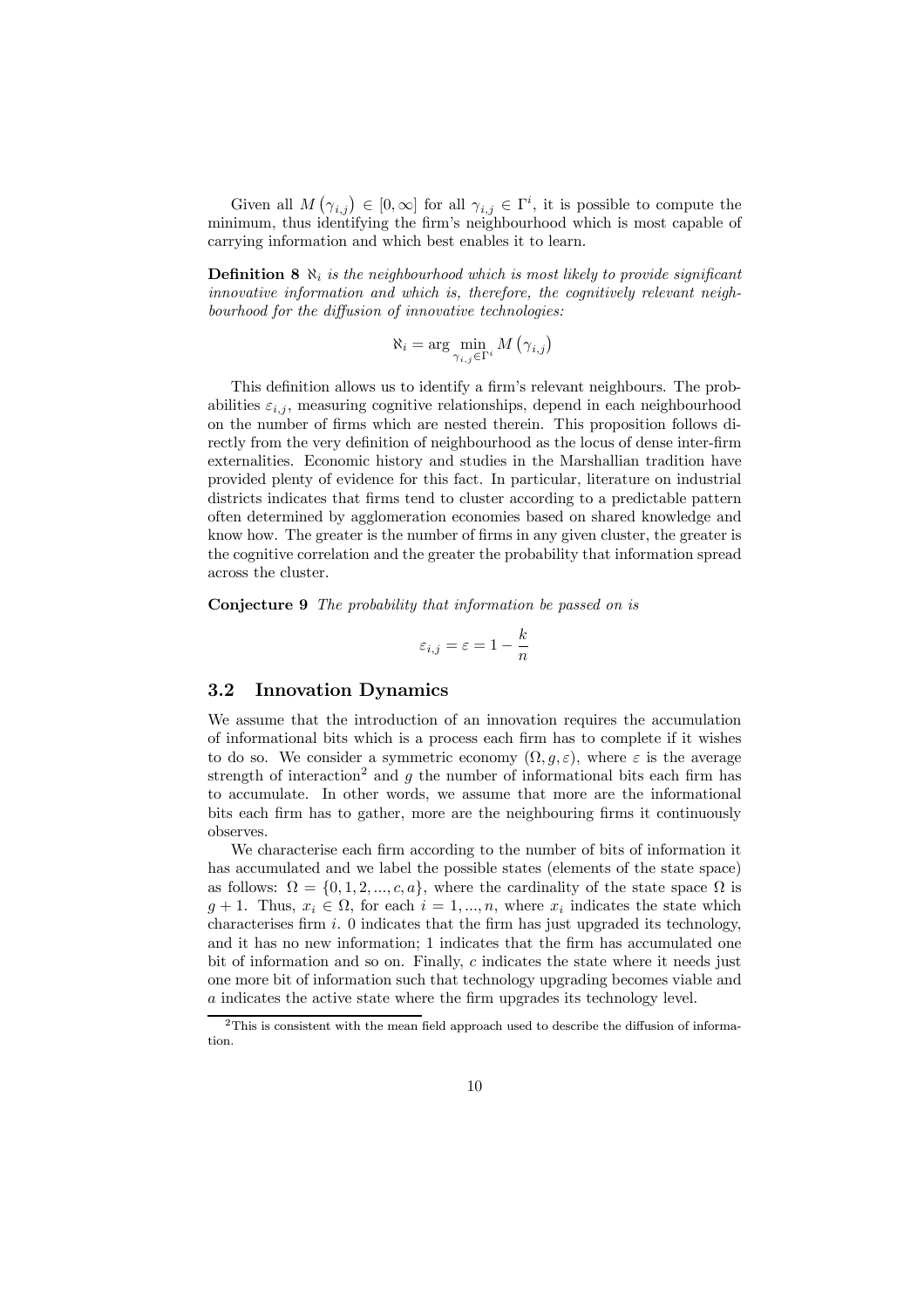Given all $M(\gamma_{i,j}) \in [0, \infty]$ for all $\gamma_{i,j} \in \Gamma^i$, it is possible to compute the minimum, thus identifying the firm's neighbourhood which is most capable of carrying information and which best enables it to learn.

**Definition 8** *$\aleph_i$ is the neighbourhood which is most likely to provide significant innovative information and which is, therefore, the cognitively relevant neighbourhood for the diffusion of innovative technologies:*

$$\aleph_i = \arg\min_{\gamma_{i,j} \in \Gamma^i} M(\gamma_{i,j})$$

This definition allows us to identify a firm's relevant neighbours. The probabilities $\varepsilon_{i,j}$, measuring cognitive relationships, depend in each neighbourhood on the number of firms which are nested therein. This proposition follows directly from the very definition of neighbourhood as the locus of dense inter-firm externalities. Economic history and studies in the Marshallian tradition have provided plenty of evidence for this fact. In particular, literature on industrial districts indicates that firms tend to cluster according to a predictable pattern often determined by agglomeration economies based on shared knowledge and know how. The greater is the number of firms in any given cluster, the greater is the cognitive correlation and the greater the probability that information spread across the cluster.

**Conjecture 9** *The probability that information be passed on is*

$$\varepsilon_{i,j} = \varepsilon = 1 - \frac{k}{n}$$

## 3.2 Innovation Dynamics

We assume that the introduction of an innovation requires the accumulation of informational bits which is a process each firm has to complete if it wishes to do so. We consider a symmetric economy $(\Omega, g, \varepsilon)$, where $\varepsilon$ is the average strength of interaction[2] and $g$ the number of informational bits each firm has to accumulate. In other words, we assume that more are the informational bits each firm has to gather, more are the neighbouring firms it continuously observes.

We characterise each firm according to the number of bits of information it has accumulated and we label the possible states (elements of the state space) as follows: $\Omega = \{0, 1, 2, ..., c, a\}$, where the cardinality of the state space $\Omega$ is $g + 1$. Thus, $x_i \in \Omega$, for each $i = 1, ..., n$, where $x_i$ indicates the state which characterises firm $i$. 0 indicates that the firm has just upgraded its technology, and it has no new information; 1 indicates that the firm has accumulated one bit of information and so on. Finally, $c$ indicates the state where it needs just one more bit of information such that technology upgrading becomes viable and $a$ indicates the active state where the firm upgrades its technology level.

[2] This is consistent with the mean field approach used to describe the diffusion of information.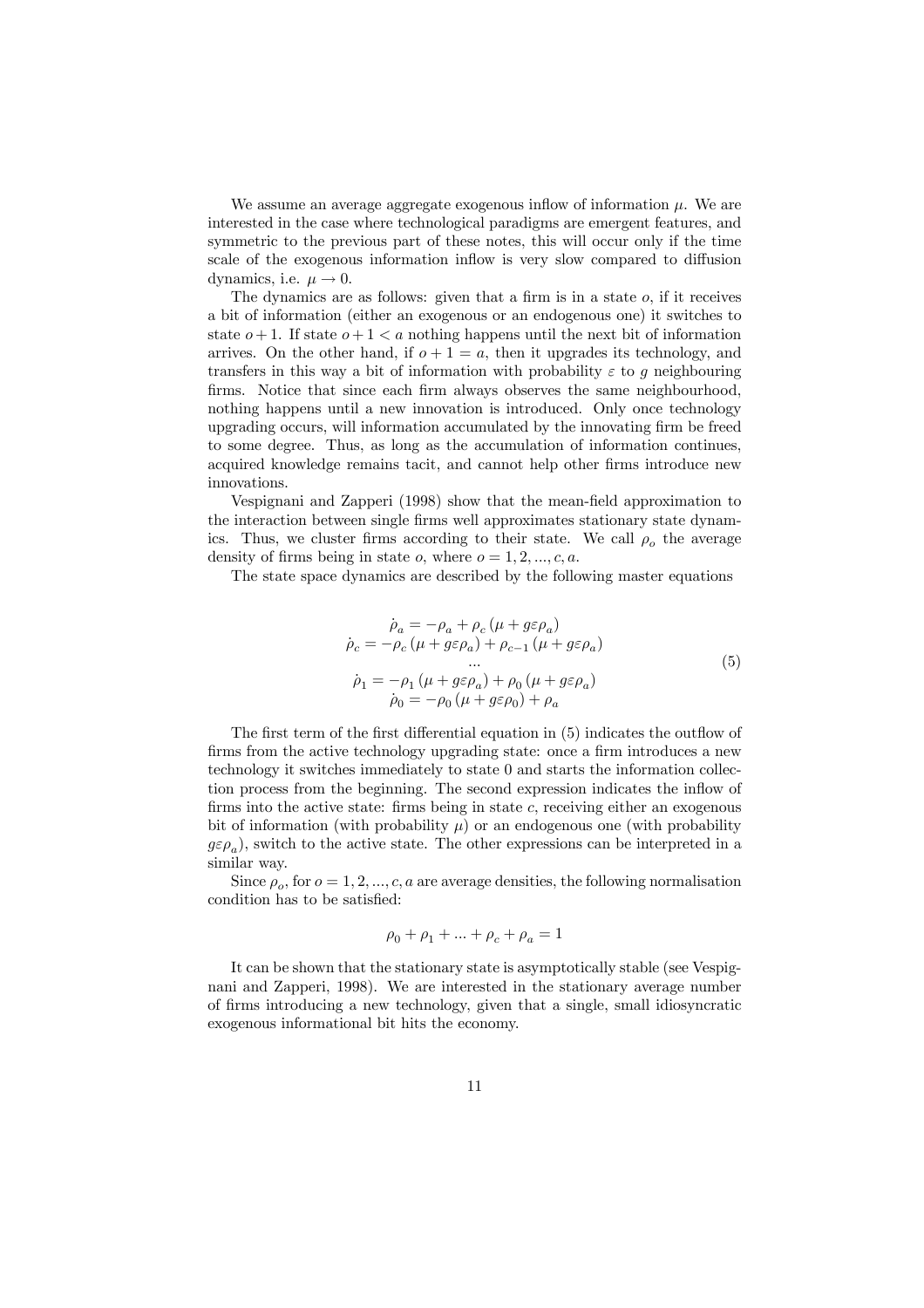We assume an average aggregate exogenous inflow of information $\mu$. We are interested in the case where technological paradigms are emergent features, and symmetric to the previous part of these notes, this will occur only if the time scale of the exogenous information inflow is very slow compared to diffusion dynamics, i.e. $\mu \to 0$.

The dynamics are as follows: given that a firm is in a state $o$, if it receives a bit of information (either an exogenous or an endogenous one) it switches to state $o+1$. If state $o+1 < a$ nothing happens until the next bit of information arrives. On the other hand, if $o+1 = a$, then it upgrades its technology, and transfers in this way a bit of information with probability $\varepsilon$ to $g$ neighbouring firms. Notice that since each firm always observes the same neighbourhood, nothing happens until a new innovation is introduced. Only once technology upgrading occurs, will information accumulated by the innovating firm be freed to some degree. Thus, as long as the accumulation of information continues, acquired knowledge remains tacit, and cannot help other firms introduce new innovations.

Vespignani and Zapperi (1998) show that the mean-field approximation to the interaction between single firms well approximates stationary state dynamics. Thus, we cluster firms according to their state. We call $\rho_o$ the average density of firms being in state $o$, where $o = 1, 2, ..., c, a$.

The state space dynamics are described by the following master equations

$$
\begin{gathered}
\dot{\rho}_a = -\rho_a + \rho_c \left(\mu + g\varepsilon\rho_a\right) \\
\dot{\rho}_c = -\rho_c \left(\mu + g\varepsilon\rho_a\right) + \rho_{c-1} \left(\mu + g\varepsilon\rho_a\right) \\
\ldots \\
\dot{\rho}_1 = -\rho_1 \left(\mu + g\varepsilon\rho_a\right) + \rho_0 \left(\mu + g\varepsilon\rho_a\right) \\
\dot{\rho}_0 = -\rho_0 \left(\mu + g\varepsilon\rho_0\right) + \rho_a
\end{gathered}
\tag{5}
$$

The first term of the first differential equation in (5) indicates the outflow of firms from the active technology upgrading state: once a firm introduces a new technology it switches immediately to state 0 and starts the information collection process from the beginning. The second expression indicates the inflow of firms into the active state: firms being in state $c$, receiving either an exogenous bit of information (with probability $\mu$) or an endogenous one (with probability $g\varepsilon\rho_a$), switch to the active state. The other expressions can be interpreted in a similar way.

Since $\rho_o$, for $o = 1, 2, ..., c, a$ are average densities, the following normalisation condition has to be satisfied:

$$
\rho_0 + \rho_1 + ... + \rho_c + \rho_a = 1
$$

It can be shown that the stationary state is asymptotically stable (see Vespignani and Zapperi, 1998). We are interested in the stationary average number of firms introducing a new technology, given that a single, small idiosyncratic exogenous informational bit hits the economy.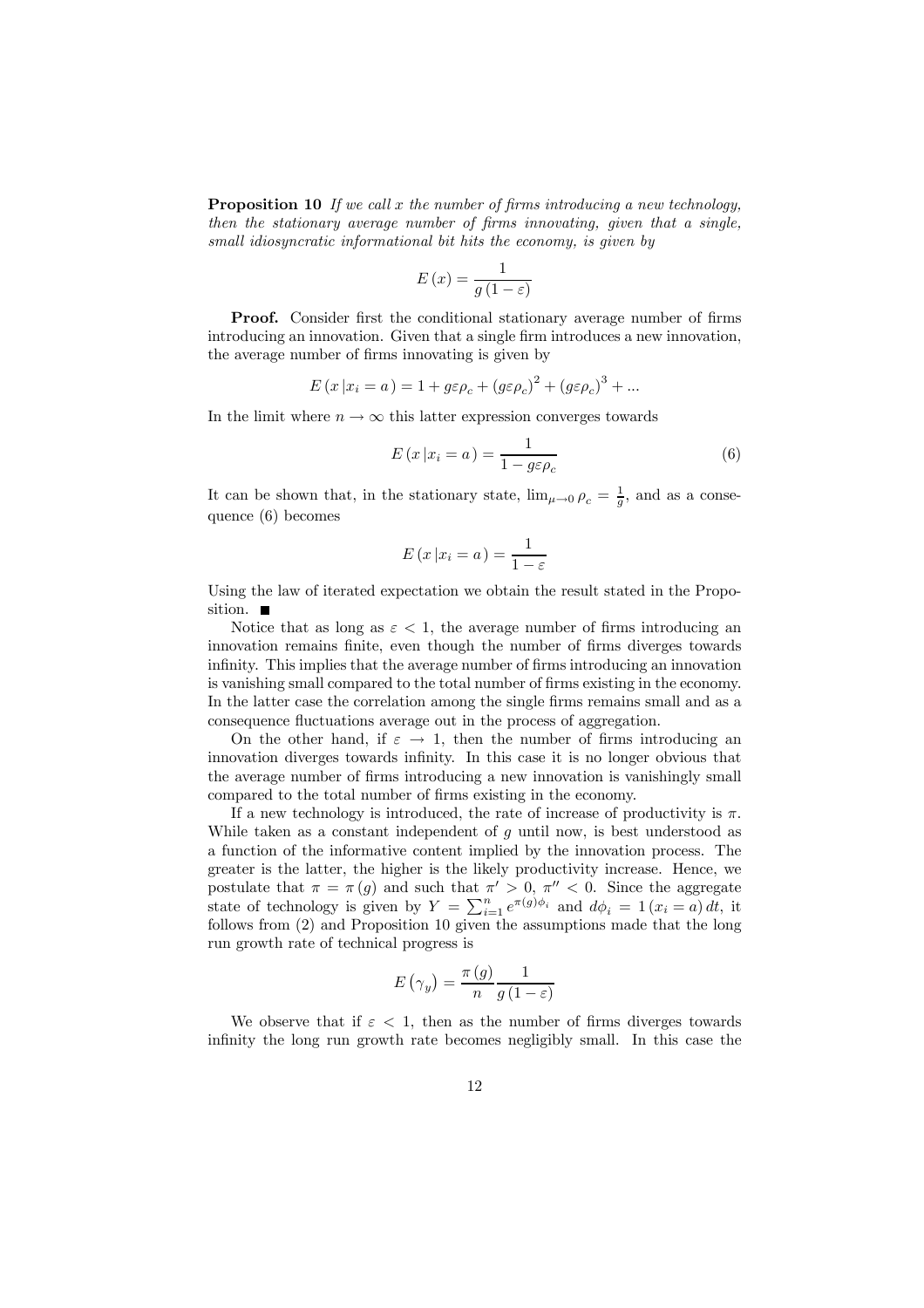**Proposition 10** *If we call $x$ the number of firms introducing a new technology, then the stationary average number of firms innovating, given that a single, small idiosyncratic informational bit hits the economy, is given by*

$$E(x) = \frac{1}{g(1-\varepsilon)}$$

**Proof.** Consider first the conditional stationary average number of firms introducing an innovation. Given that a single firm introduces a new innovation, the average number of firms innovating is given by

$$E(x|x_i = a) = 1 + g\varepsilon\rho_c + (g\varepsilon\rho_c)^2 + (g\varepsilon\rho_c)^3 + ...$$

In the limit where $n \to \infty$ this latter expression converges towards

$$E(x|x_i = a) = \frac{1}{1 - g\varepsilon\rho_c} \tag{6}$$

It can be shown that, in the stationary state, $\lim_{\mu \to 0} \rho_c = \frac{1}{g}$, and as a consequence (6) becomes

$$E(x|x_i = a) = \frac{1}{1-\varepsilon}$$

Using the law of iterated expectation we obtain the result stated in the Proposition. ■

Notice that as long as $\varepsilon < 1$, the average number of firms introducing an innovation remains finite, even though the number of firms diverges towards infinity. This implies that the average number of firms introducing an innovation is vanishing small compared to the total number of firms existing in the economy. In the latter case the correlation among the single firms remains small and as a consequence fluctuations average out in the process of aggregation.

On the other hand, if $\varepsilon \to 1$, then the number of firms introducing an innovation diverges towards infinity. In this case it is no longer obvious that the average number of firms introducing a new innovation is vanishingly small compared to the total number of firms existing in the economy.

If a new technology is introduced, the rate of increase of productivity is $\pi$. While taken as a constant independent of $g$ until now, is best understood as a function of the informative content implied by the innovation process. The greater is the latter, the higher is the likely productivity increase. Hence, we postulate that $\pi = \pi(g)$ and such that $\pi' > 0$, $\pi'' < 0$. Since the aggregate state of technology is given by $Y = \sum_{i=1}^{n} e^{\pi(g)\phi_i}$ and $d\phi_i = 1(x_i = a)\,dt$, it follows from (2) and Proposition 10 given the assumptions made that the long run growth rate of technical progress is

$$E(\gamma_y) = \frac{\pi(g)}{n} \frac{1}{g(1-\varepsilon)}$$

We observe that if $\varepsilon < 1$, then as the number of firms diverges towards infinity the long run growth rate becomes negligibly small. In this case the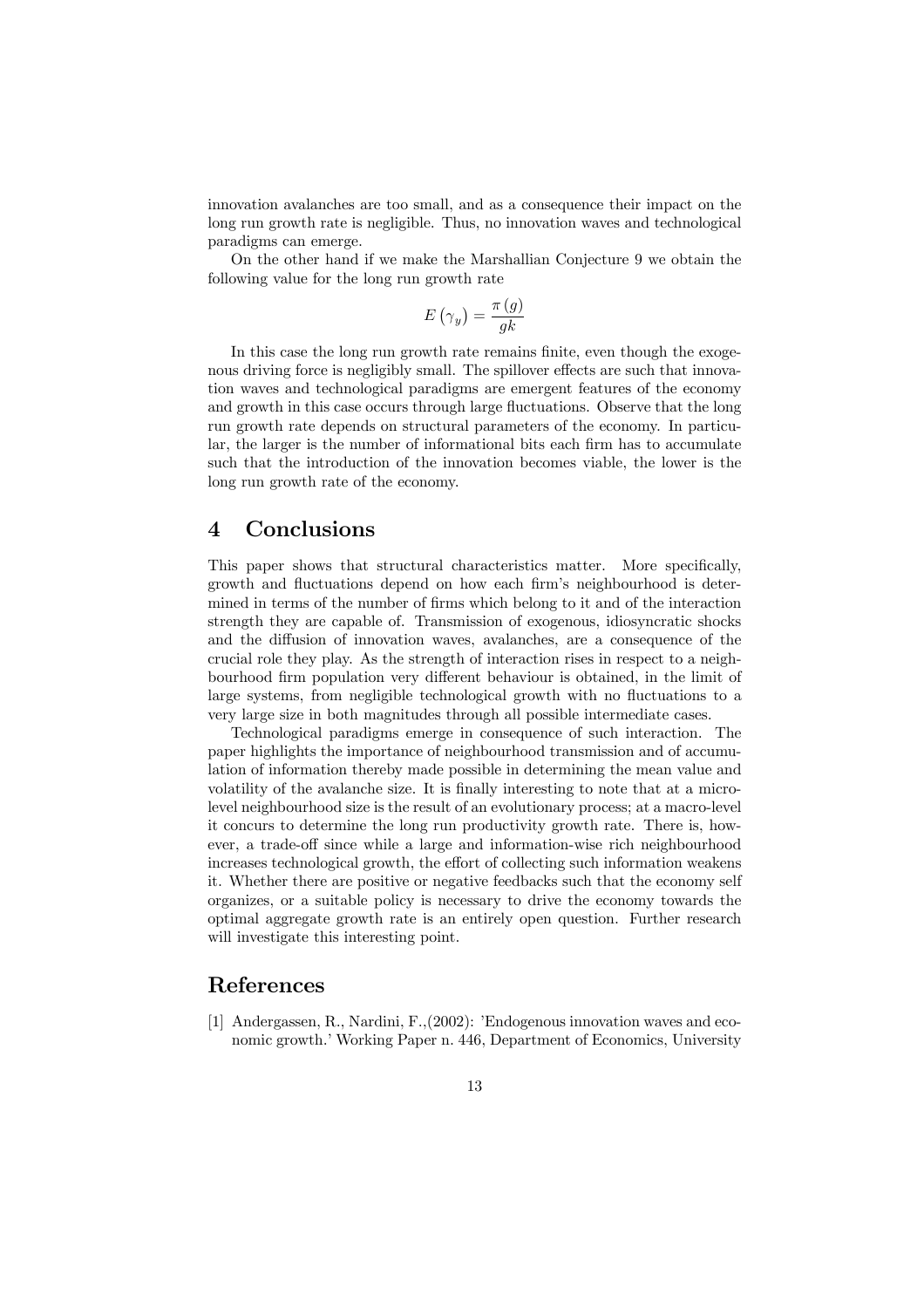innovation avalanches are too small, and as a consequence their impact on the long run growth rate is negligible. Thus, no innovation waves and technological paradigms can emerge.

On the other hand if we make the Marshallian Conjecture 9 we obtain the following value for the long run growth rate

$$E\left(\gamma_y\right) = \frac{\pi\left(g\right)}{gk}$$

In this case the long run growth rate remains finite, even though the exogenous driving force is negligibly small. The spillover effects are such that innovation waves and technological paradigms are emergent features of the economy and growth in this case occurs through large fluctuations. Observe that the long run growth rate depends on structural parameters of the economy. In particular, the larger is the number of informational bits each firm has to accumulate such that the introduction of the innovation becomes viable, the lower is the long run growth rate of the economy.

## 4 Conclusions

This paper shows that structural characteristics matter. More specifically, growth and fluctuations depend on how each firm's neighbourhood is determined in terms of the number of firms which belong to it and of the interaction strength they are capable of. Transmission of exogenous, idiosyncratic shocks and the diffusion of innovation waves, avalanches, are a consequence of the crucial role they play. As the strength of interaction rises in respect to a neighbourhood firm population very different behaviour is obtained, in the limit of large systems, from negligible technological growth with no fluctuations to a very large size in both magnitudes through all possible intermediate cases.

Technological paradigms emerge in consequence of such interaction. The paper highlights the importance of neighbourhood transmission and of accumulation of information thereby made possible in determining the mean value and volatility of the avalanche size. It is finally interesting to note that at a micro-level neighbourhood size is the result of an evolutionary process; at a macro-level it concurs to determine the long run productivity growth rate. There is, however, a trade-off since while a large and information-wise rich neighbourhood increases technological growth, the effort of collecting such information weakens it. Whether there are positive or negative feedbacks such that the economy self organizes, or a suitable policy is necessary to drive the economy towards the optimal aggregate growth rate is an entirely open question. Further research will investigate this interesting point.

## References

[1] Andergassen, R., Nardini, F.,(2002): 'Endogenous innovation waves and economic growth.' Working Paper n. 446, Department of Economics, University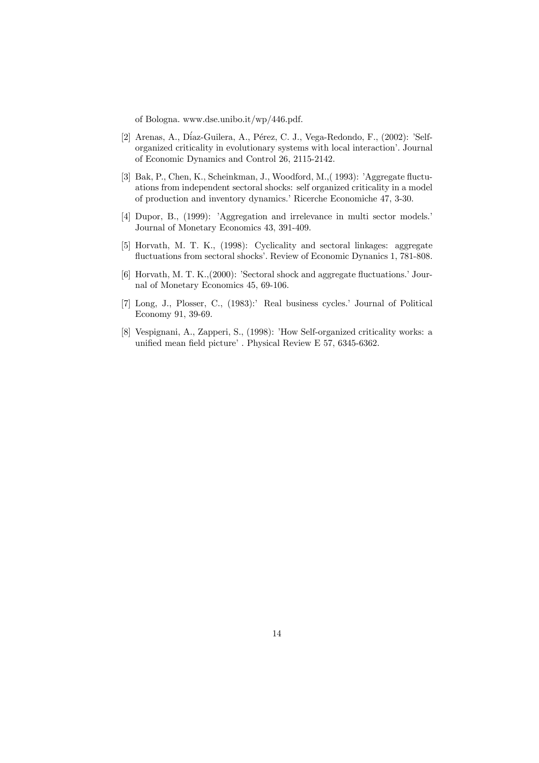of Bologna. www.dse.unibo.it/wp/446.pdf.

[2] Arenas, A., Díaz-Guilera, A., Pérez, C. J., Vega-Redondo, F., (2002): 'Self-organized criticality in evolutionary systems with local interaction'. Journal of Economic Dynamics and Control 26, 2115-2142.

[3] Bak, P., Chen, K., Scheinkman, J., Woodford, M.,( 1993): 'Aggregate fluctuations from independent sectoral shocks: self organized criticality in a model of production and inventory dynamics.' Ricerche Economiche 47, 3-30.

[4] Dupor, B., (1999): 'Aggregation and irrelevance in multi sector models.' Journal of Monetary Economics 43, 391-409.

[5] Horvath, M. T. K., (1998): Cyclicality and sectoral linkages: aggregate fluctuations from sectoral shocks'. Review of Economic Dynamics 1, 781-808.

[6] Horvath, M. T. K.,(2000): 'Sectoral shock and aggregate fluctuations.' Journal of Monetary Economics 45, 69-106.

[7] Long, J., Plosser, C., (1983):' Real business cycles.' Journal of Political Economy 91, 39-69.

[8] Vespignani, A., Zapperi, S., (1998): 'How Self-organized criticality works: a unified mean field picture' . Physical Review E 57, 6345-6362.